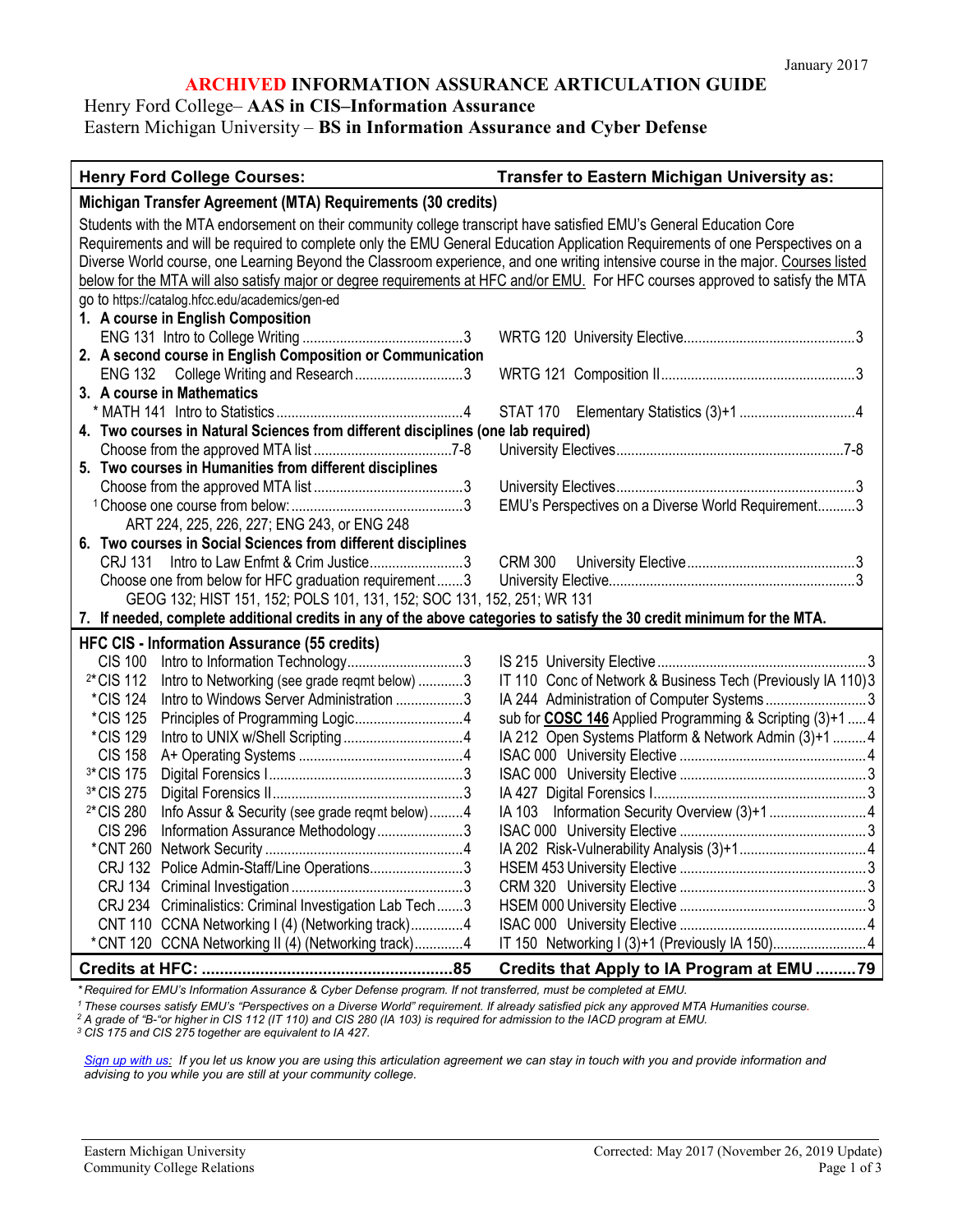January 2017

# ARCHIVED INFORMATION ASSURANCE ARTICULATION GUIDE

Henry Ford College– **AAS in CIS–Information Assurance**

Eastern Michigan University – **BS in Information Assurance and Cyber Defense**

| Henry Ford College Courses: | Transfer to Eastern Michigan University as: |
|---|---|
| **Michigan Transfer Agreement (MTA) Requirements (30 credits)** | |
| Students with the MTA endorsement on their community college transcript have satisfied EMU's General Education Core Requirements and will be required to complete only the EMU General Education Application Requirements of one Perspectives on a Diverse World course, one Learning Beyond the Classroom experience, and one writing intensive course in the major. Courses listed below for the MTA will also satisfy major or degree requirements at HFC and/or EMU. For HFC courses approved to satisfy the MTA go to https://catalog.hfcc.edu/academics/gen-ed | |
| **1. A course in English Composition** | |
| ENG 131 Intro to College Writing ....3 | WRTG 120 University Elective....3 |
| **2. A second course in English Composition or Communication** | |
| ENG 132 College Writing and Research....3 | WRTG 121 Composition II....3 |
| **3. A course in Mathematics** | |
| * MATH 141 Intro to Statistics....4 | STAT 170 Elementary Statistics (3)+1....4 |
| **4. Two courses in Natural Sciences from different disciplines (one lab required)** | |
| Choose from the approved MTA list....7-8 | University Electives....7-8 |
| **5. Two courses in Humanities from different disciplines** | |
| Choose from the approved MTA list....3 | University Electives....3 |
| [1] Choose one course from below:....3<br>ART 224, 225, 226, 227; ENG 243, or ENG 248 | EMU's Perspectives on a Diverse World Requirement....3 |
| **6. Two courses in Social Sciences from different disciplines** | |
| CRJ 131 Intro to Law Enfmt & Crim Justice....3 | CRM 300 University Elective....3 |
| Choose one from below for HFC graduation requirement....3<br>GEOG 132; HIST 151, 152; POLS 101, 131, 152; SOC 131, 152, 251; WR 131 | University Elective....3 |
| **7. If needed, complete additional credits in any of the above categories to satisfy the 30 credit minimum for the MTA.** | |
| **HFC CIS - Information Assurance (55 credits)** | |
| CIS 100 Intro to Information Technology....3 | IS 215 University Elective....3 |
| [2]*CIS 112 Intro to Networking (see grade reqmt below)....3 | IT 110 Conc of Network & Business Tech (Previously IA 110) 3 |
| *CIS 124 Intro to Windows Server Administration....3 | IA 244 Administration of Computer Systems....3 |
| *CIS 125 Principles of Programming Logic....4 | sub for **COSC 146** Applied Programming & Scripting (3)+1....4 |
| *CIS 129 Intro to UNIX w/Shell Scripting....4 | IA 212 Open Systems Platform & Network Admin (3)+1....4 |
| CIS 158 A+ Operating Systems....4 | ISAC 000 University Elective....4 |
| [3]*CIS 175 Digital Forensics I....3 | ISAC 000 University Elective....3 |
| [3]*CIS 275 Digital Forensics II....3 | IA 427 Digital Forensics I....3 |
| [2]*CIS 280 Info Assur & Security (see grade reqmt below)....4 | IA 103 Information Security Overview (3)+1....4 |
| CIS 296 Information Assurance Methodology....3 | ISAC 000 University Elective....3 |
| *CNT 260 Network Security....4 | IA 202 Risk-Vulnerability Analysis (3)+1....4 |
| CRJ 132 Police Admin-Staff/Line Operations....3 | HSEM 453 University Elective....3 |
| CRJ 134 Criminal Investigation....3 | CRM 320 University Elective....3 |
| CRJ 234 Criminalistics: Criminal Investigation Lab Tech....3 | HSEM 000 University Elective....3 |
| CNT 110 CCNA Networking I (4) (Networking track)....4 | ISAC 000 University Elective....4 |
| *CNT 120 CCNA Networking II (4) (Networking track)....4 | IT 150 Networking I (3)+1 (Previously IA 150)....4 |
| **Credits at HFC: ....85** | **Credits that Apply to IA Program at EMU ....79** |

*\* Required for EMU's Information Assurance & Cyber Defense program. If not transferred, must be completed at EMU.*

*[1] These courses satisfy EMU's "Perspectives on a Diverse World" requirement. If already satisfied pick any approved MTA Humanities course.*

*[2] A grade of "B-"or higher in CIS 112 (IT 110) and CIS 280 (IA 103) is required for admission to the IACD program at EMU.*

*[3] CIS 175 and CIS 275 together are equivalent to IA 427.*

*Sign up with us: If you let us know you are using this articulation agreement we can stay in touch with you and provide information and advising to you while you are still at your community college.*

Eastern Michigan University
Community College Relations

Corrected: May 2017 (November 26, 2019 Update)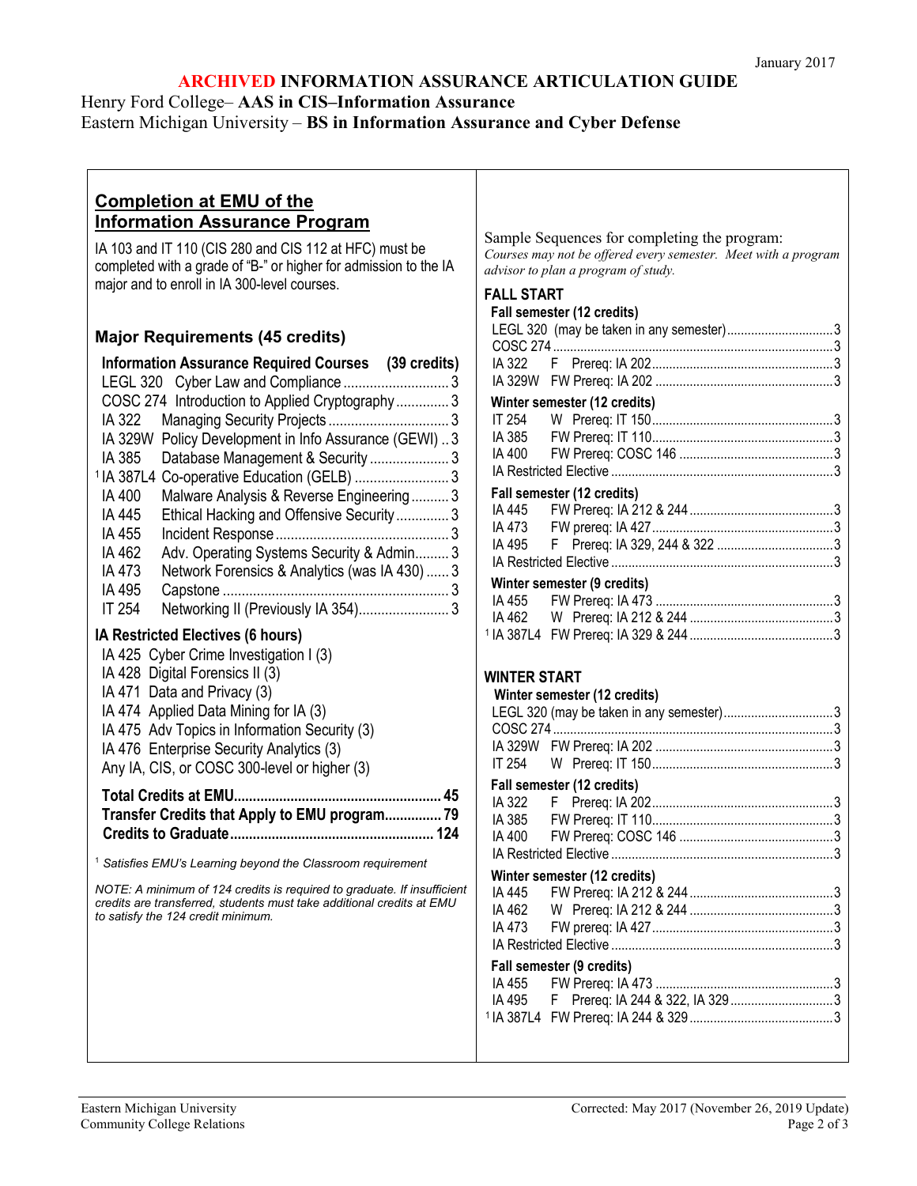January 2017

# ARCHIVED INFORMATION ASSURANCE ARTICULATION GUIDE

Henry Ford College– **AAS in CIS–Information Assurance**
Eastern Michigan University – **BS in Information Assurance and Cyber Defense**

## Completion at EMU of the Information Assurance Program

IA 103 and IT 110 (CIS 280 and CIS 112 at HFC) must be completed with a grade of "B-" or higher for admission to the IA major and to enroll in IA 300-level courses.

### Major Requirements (45 credits)

**Information Assurance Required Courses (39 credits)**

| Course | Title | Credits |
|---|---|---|
| LEGL 320 | Cyber Law and Compliance | 3 |
| COSC 274 | Introduction to Applied Cryptography | 3 |
| IA 322 | Managing Security Projects | 3 |
| IA 329W | Policy Development in Info Assurance (GEWI) | 3 |
| IA 385 | Database Management & Security | 3 |
| [1] IA 387L4 | Co-operative Education (GELB) | 3 |
| IA 400 | Malware Analysis & Reverse Engineering | 3 |
| IA 445 | Ethical Hacking and Offensive Security | 3 |
| IA 455 | Incident Response | 3 |
| IA 462 | Adv. Operating Systems Security & Admin | 3 |
| IA 473 | Network Forensics & Analytics (was IA 430) | 3 |
| IA 495 | Capstone | 3 |
| IT 254 | Networking II (Previously IA 354) | 3 |

**IA Restricted Electives (6 hours)**

- IA 425 Cyber Crime Investigation I (3)
- IA 428 Digital Forensics II (3)
- IA 471 Data and Privacy (3)
- IA 474 Applied Data Mining for IA (3)
- IA 475 Adv Topics in Information Security (3)
- IA 476 Enterprise Security Analytics (3)
- Any IA, CIS, or COSC 300-level or higher (3)

**Total Credits at EMU** ........ **45**
**Transfer Credits that Apply to EMU program** ........ **79**
**Credits to Graduate** ........ **124**

[1] *Satisfies EMU's Learning beyond the Classroom requirement*

*NOTE: A minimum of 124 credits is required to graduate. If insufficient credits are transferred, students must take additional credits at EMU to satisfy the 124 credit minimum.*

Sample Sequences for completing the program:
*Courses may not be offered every semester. Meet with a program advisor to plan a program of study.*

### FALL START

**Fall semester (12 credits)**

| Course | Offered / Prereq | Credits |
|---|---|---|
| LEGL 320 | (may be taken in any semester) | 3 |
| COSC 274 | | 3 |
| IA 322 | F Prereq: IA 202 | 3 |
| IA 329W | FW Prereq: IA 202 | 3 |

**Winter semester (12 credits)**

| Course | Offered / Prereq | Credits |
|---|---|---|
| IT 254 | W Prereq: IT 150 | 3 |
| IA 385 | FW Prereq: IT 110 | 3 |
| IA 400 | FW Prereq: COSC 146 | 3 |
| IA Restricted Elective | | 3 |

**Fall semester (12 credits)**

| Course | Offered / Prereq | Credits |
|---|---|---|
| IA 445 | FW Prereq: IA 212 & 244 | 3 |
| IA 473 | FW prereq: IA 427 | 3 |
| IA 495 | F Prereq: IA 329, 244 & 322 | 3 |
| IA Restricted Elective | | 3 |

**Winter semester (9 credits)**

| Course | Offered / Prereq | Credits |
|---|---|---|
| IA 455 | FW Prereq: IA 473 | 3 |
| IA 462 | W Prereq: IA 212 & 244 | 3 |
| [1] IA 387L4 | FW Prereq: IA 329 & 244 | 3 |

### WINTER START

**Winter semester (12 credits)**

| Course | Offered / Prereq | Credits |
|---|---|---|
| LEGL 320 | (may be taken in any semester) | 3 |
| COSC 274 | | 3 |
| IA 329W | FW Prereq: IA 202 | 3 |
| IT 254 | W Prereq: IT 150 | 3 |

**Fall semester (12 credits)**

| Course | Offered / Prereq | Credits |
|---|---|---|
| IA 322 | F Prereq: IA 202 | 3 |
| IA 385 | FW Prereq: IT 110 | 3 |
| IA 400 | FW Prereq: COSC 146 | 3 |
| IA Restricted Elective | | 3 |

**Winter semester (12 credits)**

| Course | Offered / Prereq | Credits |
|---|---|---|
| IA 445 | FW Prereq: IA 212 & 244 | 3 |
| IA 462 | W Prereq: IA 212 & 244 | 3 |
| IA 473 | FW prereq: IA 427 | 3 |
| IA Restricted Elective | | 3 |

**Fall semester (9 credits)**

| Course | Offered / Prereq | Credits |
|---|---|---|
| IA 455 | FW Prereq: IA 473 | 3 |
| IA 495 | F Prereq: IA 244 & 322, IA 329 | 3 |
| [1] IA 387L4 | FW Prereq: IA 244 & 329 | 3 |

Eastern Michigan University
Community College Relations

Corrected: May 2017 (November 26, 2019 Update)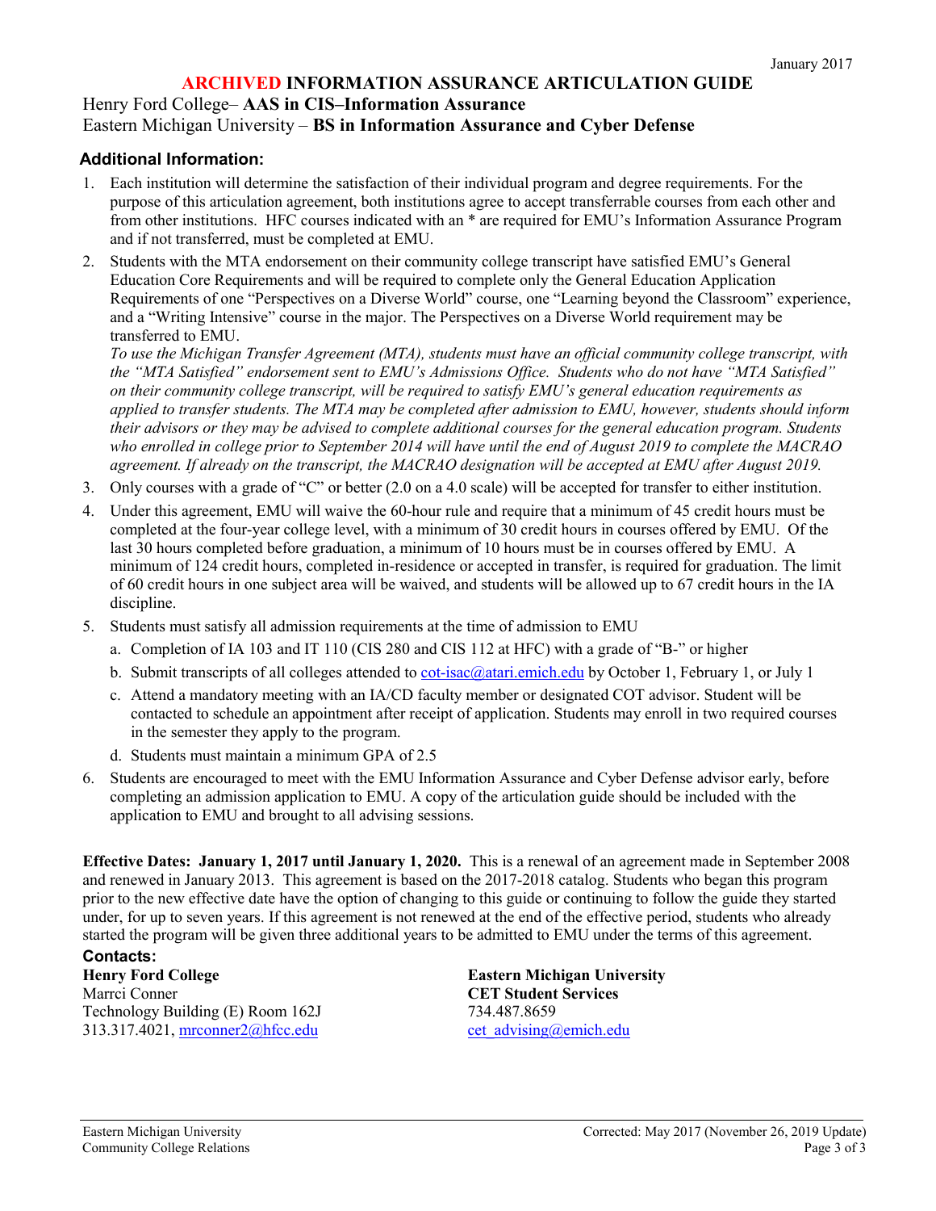January 2017

# ARCHIVED INFORMATION ASSURANCE ARTICULATION GUIDE

Henry Ford College– **AAS in CIS–Information Assurance**
Eastern Michigan University – **BS in Information Assurance and Cyber Defense**

### Additional Information:

1. Each institution will determine the satisfaction of their individual program and degree requirements. For the purpose of this articulation agreement, both institutions agree to accept transferrable courses from each other and from other institutions. HFC courses indicated with an * are required for EMU's Information Assurance Program and if not transferred, must be completed at EMU.
2. Students with the MTA endorsement on their community college transcript have satisfied EMU's General Education Core Requirements and will be required to complete only the General Education Application Requirements of one "Perspectives on a Diverse World" course, one "Learning beyond the Classroom" experience, and a "Writing Intensive" course in the major. The Perspectives on a Diverse World requirement may be transferred to EMU.
   *To use the Michigan Transfer Agreement (MTA), students must have an official community college transcript, with the "MTA Satisfied" endorsement sent to EMU's Admissions Office. Students who do not have "MTA Satisfied" on their community college transcript, will be required to satisfy EMU's general education requirements as applied to transfer students. The MTA may be completed after admission to EMU, however, students should inform their advisors or they may be advised to complete additional courses for the general education program. Students who enrolled in college prior to September 2014 will have until the end of August 2019 to complete the MACRAO agreement. If already on the transcript, the MACRAO designation will be accepted at EMU after August 2019.*
3. Only courses with a grade of "C" or better (2.0 on a 4.0 scale) will be accepted for transfer to either institution.
4. Under this agreement, EMU will waive the 60-hour rule and require that a minimum of 45 credit hours must be completed at the four-year college level, with a minimum of 30 credit hours in courses offered by EMU. Of the last 30 hours completed before graduation, a minimum of 10 hours must be in courses offered by EMU. A minimum of 124 credit hours, completed in-residence or accepted in transfer, is required for graduation. The limit of 60 credit hours in one subject area will be waived, and students will be allowed up to 67 credit hours in the IA discipline.
5. Students must satisfy all admission requirements at the time of admission to EMU
   a. Completion of IA 103 and IT 110 (CIS 280 and CIS 112 at HFC) with a grade of "B-" or higher
   b. Submit transcripts of all colleges attended to cot-isac@atari.emich.edu by October 1, February 1, or July 1
   c. Attend a mandatory meeting with an IA/CD faculty member or designated COT advisor. Student will be contacted to schedule an appointment after receipt of application. Students may enroll in two required courses in the semester they apply to the program.
   d. Students must maintain a minimum GPA of 2.5
6. Students are encouraged to meet with the EMU Information Assurance and Cyber Defense advisor early, before completing an admission application to EMU. A copy of the articulation guide should be included with the application to EMU and brought to all advising sessions.

**Effective Dates: January 1, 2017 until January 1, 2020.** This is a renewal of an agreement made in September 2008 and renewed in January 2013. This agreement is based on the 2017-2018 catalog. Students who began this program prior to the new effective date have the option of changing to this guide or continuing to follow the guide they started under, for up to seven years. If this agreement is not renewed at the end of the effective period, students who already started the program will be given three additional years to be admitted to EMU under the terms of this agreement.

### Contacts:

**Henry Ford College**
Marrci Conner
Technology Building (E) Room 162J
313.317.4021, mrconner2@hfcc.edu

**Eastern Michigan University**
**CET Student Services**
734.487.8659
cet_advising@emich.edu

Eastern Michigan University
Community College Relations

Corrected: May 2017 (November 26, 2019 Update)